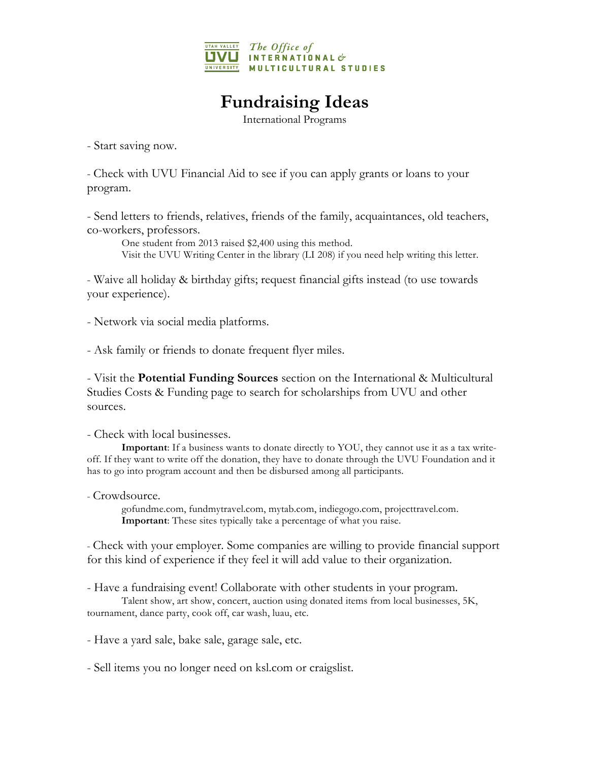Utah Valley University — The Office of International & Multicultural Studies

# Fundraising Ideas

International Programs

- Start saving now.

- Check with UVU Financial Aid to see if you can apply grants or loans to your program.

- Send letters to friends, relatives, friends of the family, acquaintances, old teachers, co-workers, professors.
  One student from 2013 raised $2,400 using this method.
  Visit the UVU Writing Center in the library (LI 208) if you need help writing this letter.

- Waive all holiday & birthday gifts; request financial gifts instead (to use towards your experience).

- Network via social media platforms.

- Ask family or friends to donate frequent flyer miles.

- Visit the **Potential Funding Sources** section on the International & Multicultural Studies Costs & Funding page to search for scholarships from UVU and other sources.

- Check with local businesses.
  **Important**: If a business wants to donate directly to YOU, they cannot use it as a tax write-off. If they want to write off the donation, they have to donate through the UVU Foundation and it has to go into program account and then be disbursed among all participants.

- Crowdsource.
  gofundme.com, fundmytravel.com, mytab.com, indiegogo.com, projecttravel.com.
  **Important**: These sites typically take a percentage of what you raise.

- Check with your employer. Some companies are willing to provide financial support for this kind of experience if they feel it will add value to their organization.

- Have a fundraising event! Collaborate with other students in your program.
  Talent show, art show, concert, auction using donated items from local businesses, 5K, tournament, dance party, cook off, car wash, luau, etc.

- Have a yard sale, bake sale, garage sale, etc.

- Sell items you no longer need on ksl.com or craigslist.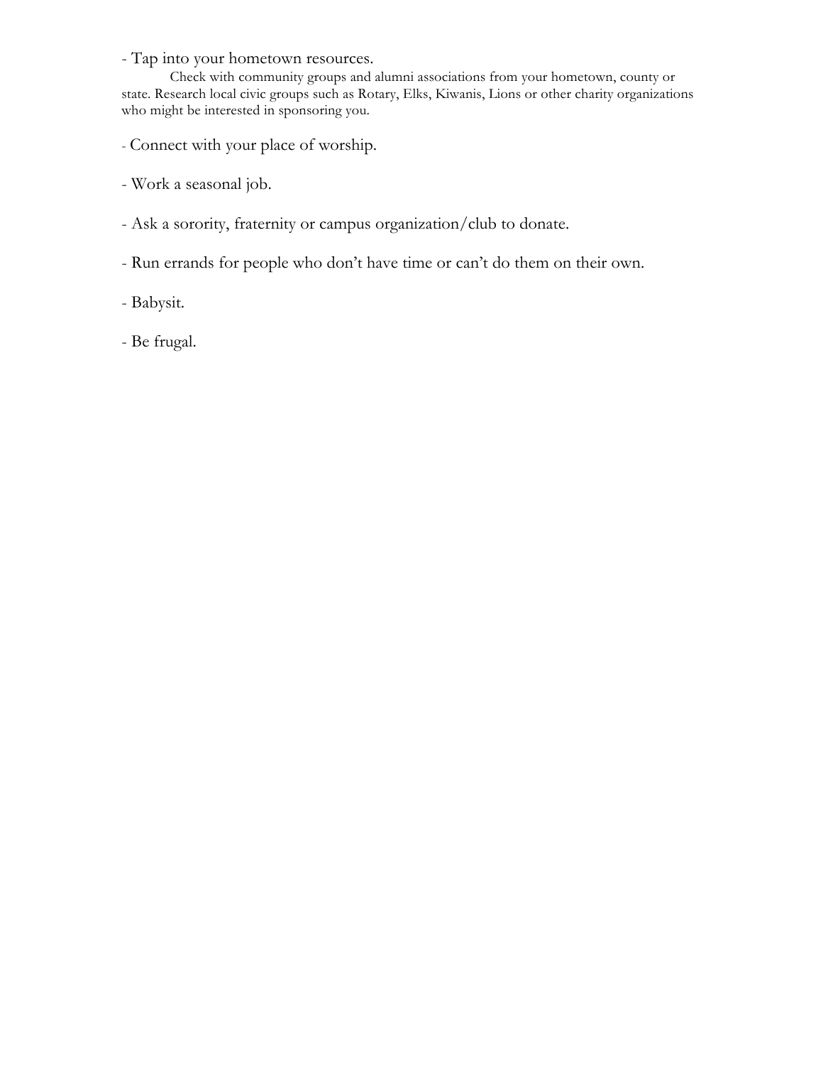- Tap into your hometown resources.

Check with community groups and alumni associations from your hometown, county or state. Research local civic groups such as Rotary, Elks, Kiwanis, Lions or other charity organizations who might be interested in sponsoring you.

- Connect with your place of worship.

- Work a seasonal job.

- Ask a sorority, fraternity or campus organization/club to donate.

- Run errands for people who don't have time or can't do them on their own.

- Babysit.

- Be frugal.